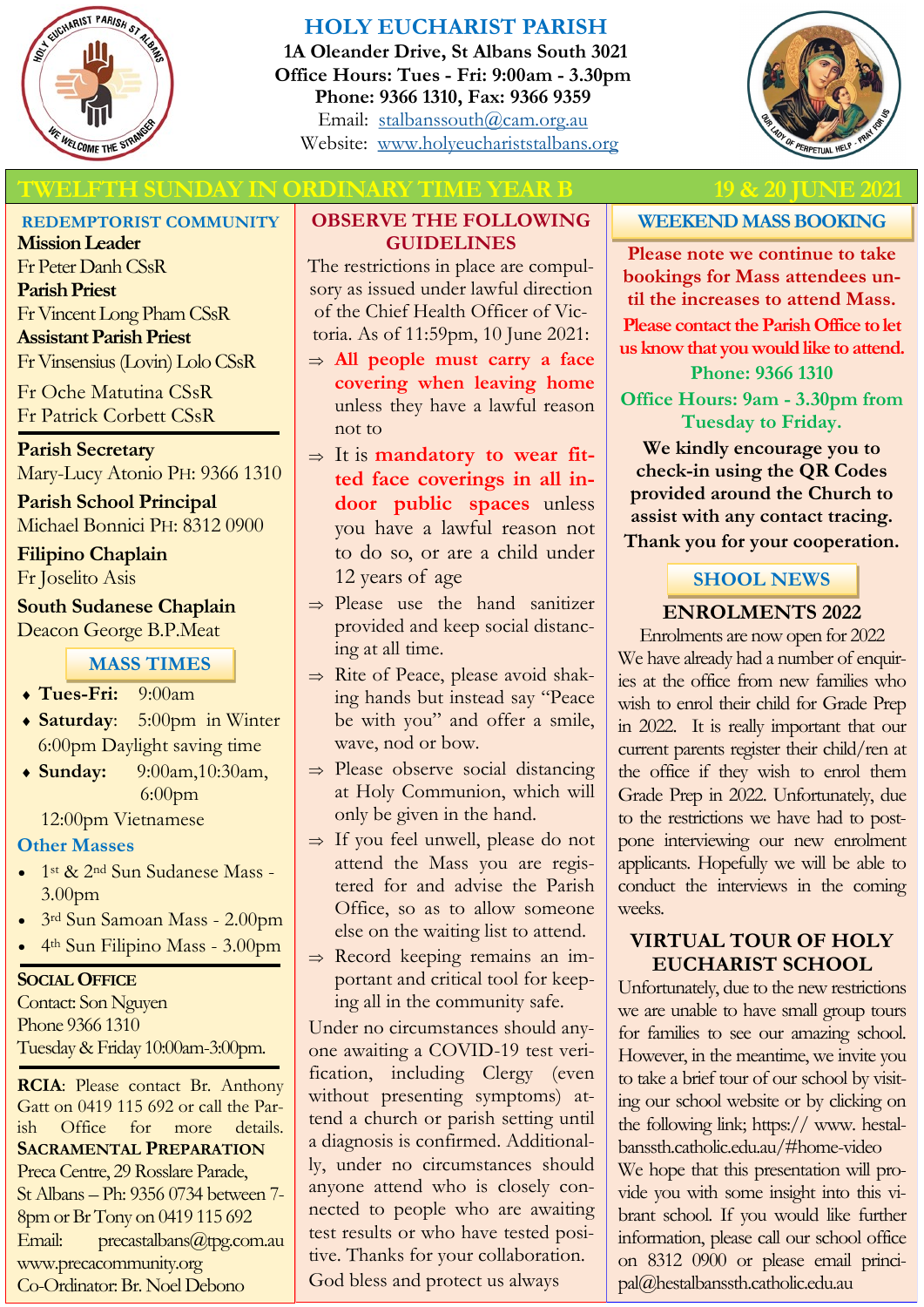# HOLY EUCHARIST PARISH

**1A Oleander Drive, St Albans South 3021**
**Office Hours: Tues - Fri: 9:00am - 3.30pm**
**Phone: 9366 1310, Fax: 9366 9359**
Email: stalbanssouth@cam.org.au
Website: www.holyeuchariststalbans.org

## TWELFTH SUNDAY IN ORDINARY TIME YEAR B — 19 & 20 JUNE 2021

### REDEMPTORIST COMMUNITY

**Mission Leader**
Fr Peter Danh CSsR
**Parish Priest**
Fr Vincent Long Pham CSsR
**Assistant Parish Priest**
Fr Vinsensius (Lovin) Lolo CSsR
Fr Oche Matutina CSsR
Fr Patrick Corbett CSsR

**Parish Secretary**
Mary-Lucy Atonio PH: 9366 1310

**Parish School Principal**
Michael Bonnici PH: 8312 0900

**Filipino Chaplain**
Fr Joselito Asis

**South Sudanese Chaplain**
Deacon George B.P.Meat

### MASS TIMES

- **Tues-Fri:** 9:00am
- **Saturday**: 5:00pm in Winter, 6:00pm Daylight saving time
- **Sunday:** 9:00am, 10:30am, 6:00pm, 12:00pm Vietnamese

**Other Masses**

- 1st & 2nd Sun Sudanese Mass - 3.00pm
- 3rd Sun Samoan Mass - 2.00pm
- 4th Sun Filipino Mass - 3.00pm

**SOCIAL OFFICE**
Contact: Son Nguyen
Phone 9366 1310
Tuesday & Friday 10:00am-3:00pm.

**RCIA**: Please contact Br. Anthony Gatt on 0419 115 692 or call the Parish Office for more details.

**SACRAMENTAL PREPARATION**
Preca Centre, 29 Rosslare Parade, St Albans – Ph: 9356 0734 between 7-8pm or Br Tony on 0419 115 692
Email: precastalbans@tpg.com.au
www.precacommunity.org
Co-Ordinator: Br. Noel Debono

### OBSERVE THE FOLLOWING GUIDELINES

The restrictions in place are compulsory as issued under lawful direction of the Chief Health Officer of Victoria. As of 11:59pm, 10 June 2021:

- **All people must carry a face covering when leaving home** unless they have a lawful reason not to
- It is **mandatory to wear fitted face coverings in all indoor public spaces** unless you have a lawful reason not to do so, or are a child under 12 years of age
- Please use the hand sanitizer provided and keep social distancing at all time.
- Rite of Peace, please avoid shaking hands but instead say "Peace be with you" and offer a smile, wave, nod or bow.
- Please observe social distancing at Holy Communion, which will only be given in the hand.
- If you feel unwell, please do not attend the Mass you are registered for and advise the Parish Office, so as to allow someone else on the waiting list to attend.
- Record keeping remains an important and critical tool for keeping all in the community safe.

Under no circumstances should anyone awaiting a COVID-19 test verification, including Clergy (even without presenting symptoms) attend a church or parish setting until a diagnosis is confirmed. Additionally, under no circumstances should anyone attend who is closely connected to people who are awaiting test results or who have tested positive. Thanks for your collaboration.
God bless and protect us always

### WEEKEND MASS BOOKING

**Please note we continue to take bookings for Mass attendees until the increases to attend Mass.**

**Please contact the Parish Office to let us know that you would like to attend.**

**Phone: 9366 1310**

**Office Hours: 9am - 3.30pm from Tuesday to Friday.**

**We kindly encourage you to check-in using the QR Codes provided around the Church to assist with any contact tracing. Thank you for your cooperation.**

### SHOOL NEWS

#### ENROLMENTS 2022

Enrolments are now open for 2022
We have already had a number of enquiries at the office from new families who wish to enrol their child for Grade Prep in 2022. It is really important that our current parents register their child/ren at the office if they wish to enrol them Grade Prep in 2022. Unfortunately, due to the restrictions we have had to postpone interviewing our new enrolment applicants. Hopefully we will be able to conduct the interviews in the coming weeks.

#### VIRTUAL TOUR OF HOLY EUCHARIST SCHOOL

Unfortunately, due to the new restrictions we are unable to have small group tours for families to see our amazing school. However, in the meantime, we invite you to take a brief tour of our school by visiting our school website or by clicking on the following link; https:// www. hestalbanssth.catholic.edu.au/#home-video
We hope that this presentation will provide you with some insight into this vibrant school. If you would like further information, please call our school office on 8312 0900 or please email principal@hestalbanssth.catholic.edu.au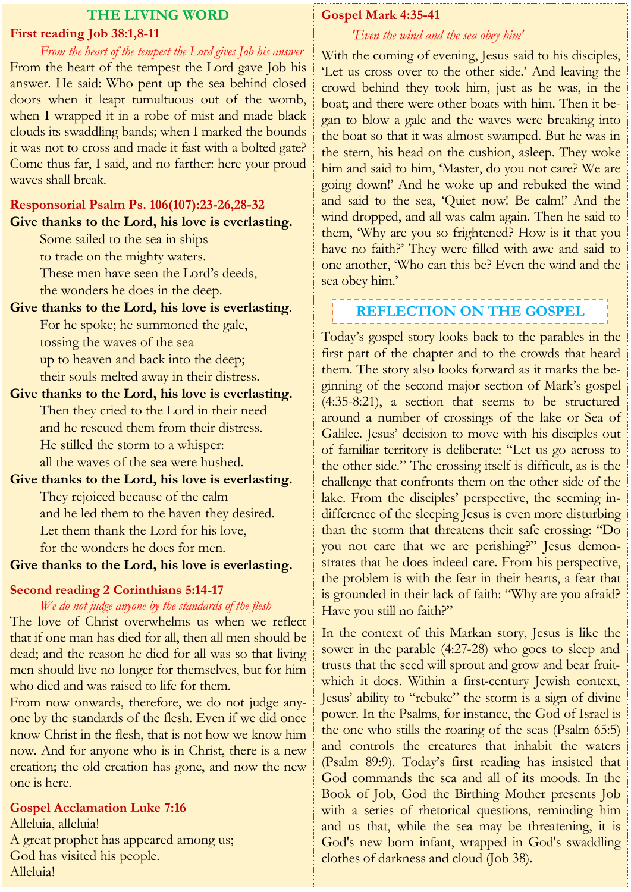## THE LIVING WORD

### First reading Job 38:1,8-11

*From the heart of the tempest the Lord gives Job his answer*

From the heart of the tempest the Lord gave Job his answer. He said: Who pent up the sea behind closed doors when it leapt tumultuous out of the womb, when I wrapped it in a robe of mist and made black clouds its swaddling bands; when I marked the bounds it was not to cross and made it fast with a bolted gate? Come thus far, I said, and no farther: here your proud waves shall break.

### Responsorial Psalm Ps. 106(107):23-26,28-32

**Give thanks to the Lord, his love is everlasting.**

Some sailed to the sea in ships
to trade on the mighty waters.
These men have seen the Lord's deeds,
the wonders he does in the deep.

**Give thanks to the Lord, his love is everlasting.**

For he spoke; he summoned the gale,
tossing the waves of the sea
up to heaven and back into the deep;
their souls melted away in their distress.

**Give thanks to the Lord, his love is everlasting.**

Then they cried to the Lord in their need
and he rescued them from their distress.
He stilled the storm to a whisper:
all the waves of the sea were hushed.

**Give thanks to the Lord, his love is everlasting.**

They rejoiced because of the calm
and he led them to the haven they desired.
Let them thank the Lord for his love,
for the wonders he does for men.

**Give thanks to the Lord, his love is everlasting.**

### Second reading 2 Corinthians 5:14-17

*We do not judge anyone by the standards of the flesh*

The love of Christ overwhelms us when we reflect that if one man has died for all, then all men should be dead; and the reason he died for all was so that living men should live no longer for themselves, but for him who died and was raised to life for them.

From now onwards, therefore, we do not judge anyone by the standards of the flesh. Even if we did once know Christ in the flesh, that is not how we know him now. And for anyone who is in Christ, there is a new creation; the old creation has gone, and now the new one is here.

### Gospel Acclamation Luke 7:16

Alleluia, alleluia!
A great prophet has appeared among us;
God has visited his people.
Alleluia!

### Gospel Mark 4:35-41

*'Even the wind and the sea obey him'*

With the coming of evening, Jesus said to his disciples, 'Let us cross over to the other side.' And leaving the crowd behind they took him, just as he was, in the boat; and there were other boats with him. Then it began to blow a gale and the waves were breaking into the boat so that it was almost swamped. But he was in the stern, his head on the cushion, asleep. They woke him and said to him, 'Master, do you not care? We are going down!' And he woke up and rebuked the wind and said to the sea, 'Quiet now! Be calm!' And the wind dropped, and all was calm again. Then he said to them, 'Why are you so frightened? How is it that you have no faith?' They were filled with awe and said to one another, 'Who can this be? Even the wind and the sea obey him.'

## REFLECTION ON THE GOSPEL

Today's gospel story looks back to the parables in the first part of the chapter and to the crowds that heard them. The story also looks forward as it marks the beginning of the second major section of Mark's gospel (4:35-8:21), a section that seems to be structured around a number of crossings of the lake or Sea of Galilee. Jesus' decision to move with his disciples out of familiar territory is deliberate: "Let us go across to the other side." The crossing itself is difficult, as is the challenge that confronts them on the other side of the lake. From the disciples' perspective, the seeming indifference of the sleeping Jesus is even more disturbing than the storm that threatens their safe crossing: "Do you not care that we are perishing?" Jesus demonstrates that he does indeed care. From his perspective, the problem is with the fear in their hearts, a fear that is grounded in their lack of faith: "Why are you afraid? Have you still no faith?"

In the context of this Markan story, Jesus is like the sower in the parable (4:27-28) who goes to sleep and trusts that the seed will sprout and grow and bear fruit-which it does. Within a first-century Jewish context, Jesus' ability to "rebuke" the storm is a sign of divine power. In the Psalms, for instance, the God of Israel is the one who stills the roaring of the seas (Psalm 65:5) and controls the creatures that inhabit the waters (Psalm 89:9). Today's first reading has insisted that God commands the sea and all of its moods. In the Book of Job, God the Birthing Mother presents Job with a series of rhetorical questions, reminding him and us that, while the sea may be threatening, it is God's new born infant, wrapped in God's swaddling clothes of darkness and cloud (Job 38).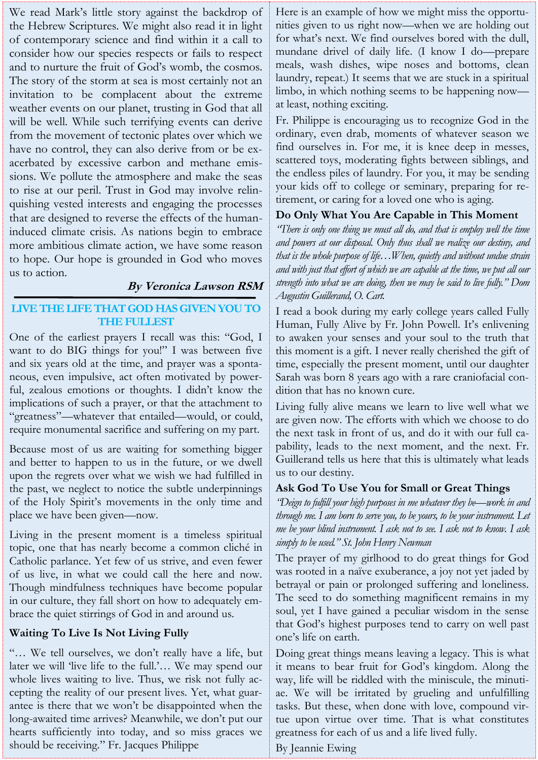We read Mark's little story against the backdrop of the Hebrew Scriptures. We might also read it in light of contemporary science and find within it a call to consider how our species respects or fails to respect and to nurture the fruit of God's womb, the cosmos. The story of the storm at sea is most certainly not an invitation to be complacent about the extreme weather events on our planet, trusting in God that all will be well. While such terrifying events can derive from the movement of tectonic plates over which we have no control, they can also derive from or be exacerbated by excessive carbon and methane emissions. We pollute the atmosphere and make the seas to rise at our peril. Trust in God may involve relinquishing vested interests and engaging the processes that are designed to reverse the effects of the human-induced climate crisis. As nations begin to embrace more ambitious climate action, we have some reason to hope. Our hope is grounded in God who moves us to action.

***By Veronica Lawson RSM***

---

## LIVE THE LIFE THAT GOD HAS GIVEN YOU TO THE FULLEST

One of the earliest prayers I recall was this: "God, I want to do BIG things for you!" I was between five and six years old at the time, and prayer was a spontaneous, even impulsive, act often motivated by powerful, zealous emotions or thoughts. I didn't know the implications of such a prayer, or that the attachment to "greatness"—whatever that entailed—would, or could, require monumental sacrifice and suffering on my part.

Because most of us are waiting for something bigger and better to happen to us in the future, or we dwell upon the regrets over what we wish we had fulfilled in the past, we neglect to notice the subtle underpinnings of the Holy Spirit's movements in the only time and place we have been given—now.

Living in the present moment is a timeless spiritual topic, one that has nearly become a common cliché in Catholic parlance. Yet few of us strive, and even fewer of us live, in what we could call the here and now. Though mindfulness techniques have become popular in our culture, they fall short on how to adequately embrace the quiet stirrings of God in and around us.

### Waiting To Live Is Not Living Fully

"… We tell ourselves, we don't really have a life, but later we will 'live life to the full.'… We may spend our whole lives waiting to live. Thus, we risk not fully accepting the reality of our present lives. Yet, what guarantee is there that we won't be disappointed when the long-awaited time arrives? Meanwhile, we don't put our hearts sufficiently into today, and so miss graces we should be receiving." Fr. Jacques Philippe

Here is an example of how we might miss the opportunities given to us right now—when we are holding out for what's next. We find ourselves bored with the dull, mundane drivel of daily life. (I know I do—prepare meals, wash dishes, wipe noses and bottoms, clean laundry, repeat.) It seems that we are stuck in a spiritual limbo, in which nothing seems to be happening now—at least, nothing exciting.

Fr. Philippe is encouraging us to recognize God in the ordinary, even drab, moments of whatever season we find ourselves in. For me, it is knee deep in messes, scattered toys, moderating fights between siblings, and the endless piles of laundry. For you, it may be sending your kids off to college or seminary, preparing for retirement, or caring for a loved one who is aging.

### Do Only What You Are Capable in This Moment

*"There is only one thing we must all do, and that is employ well the time and powers at our disposal. Only thus shall we realize our destiny, and that is the whole purpose of life…When, quietly and without undue strain and with just that effort of which we are capable at the time, we put all our strength into what we are doing, then we may be said to live fully." Dom Augustin Guillerand, O. Cart.*

I read a book during my early college years called Fully Human, Fully Alive by Fr. John Powell. It's enlivening to awaken your senses and your soul to the truth that this moment is a gift. I never really cherished the gift of time, especially the present moment, until our daughter Sarah was born 8 years ago with a rare craniofacial condition that has no known cure.

Living fully alive means we learn to live well what we are given now. The efforts with which we choose to do the next task in front of us, and do it with our full capability, leads to the next moment, and the next. Fr. Guillerand tells us here that this is ultimately what leads us to our destiny.

### Ask God To Use You for Small or Great Things

*"Deign to fulfill your high purposes in me whatever they be—work in and through me. I am born to serve you, to be yours, to be your instrument. Let me be your blind instrument. I ask not to see. I ask not to know. I ask simply to be used." St. John Henry Newman*

The prayer of my girlhood to do great things for God was rooted in a naïve exuberance, a joy not yet jaded by betrayal or pain or prolonged suffering and loneliness. The seed to do something magnificent remains in my soul, yet I have gained a peculiar wisdom in the sense that God's highest purposes tend to carry on well past one's life on earth.

Doing great things means leaving a legacy. This is what it means to bear fruit for God's kingdom. Along the way, life will be riddled with the miniscule, the minutiae. We will be irritated by grueling and unfulfilling tasks. But these, when done with love, compound virtue upon virtue over time. That is what constitutes greatness for each of us and a life lived fully.

By Jeannie Ewing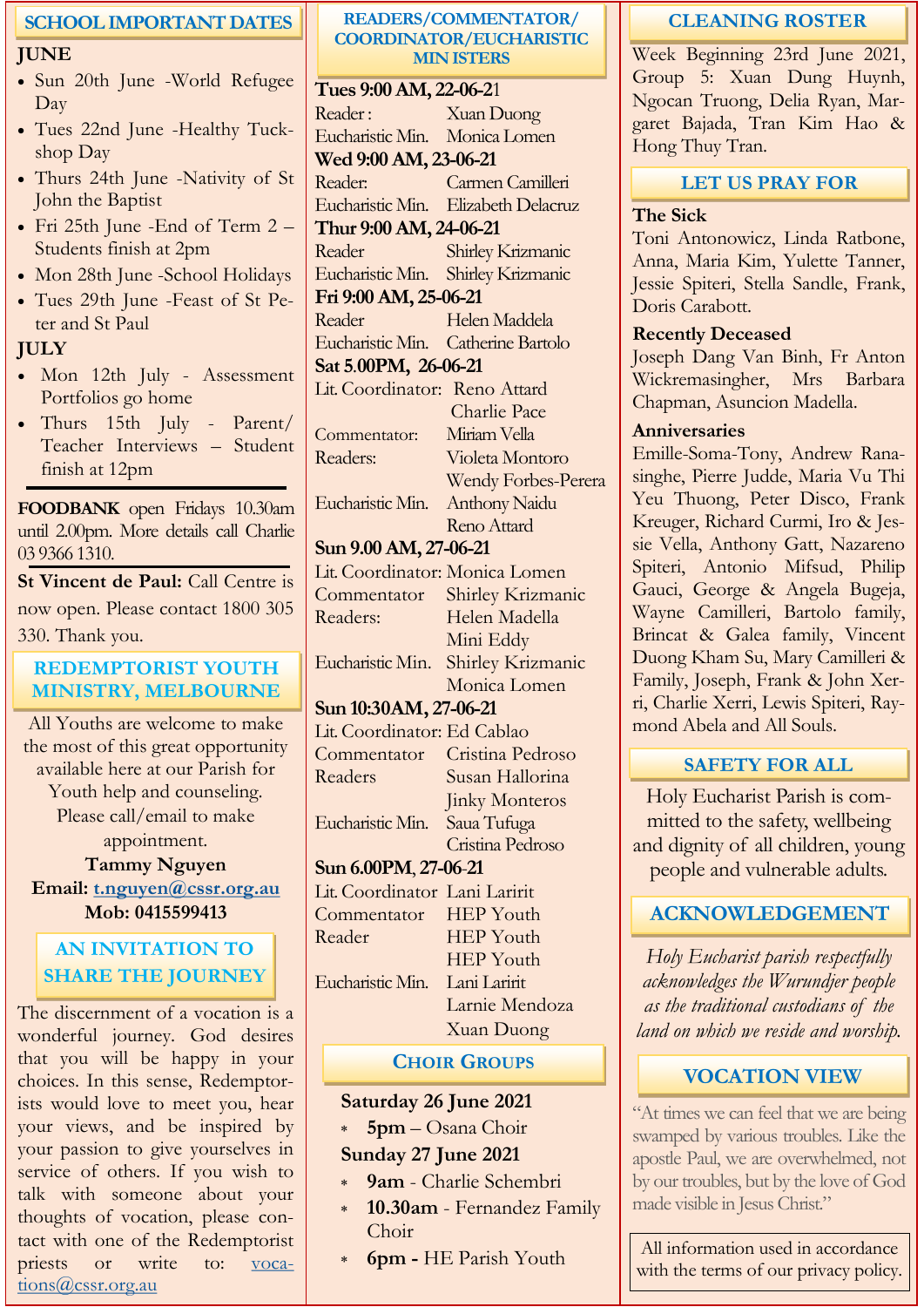## SCHOOL IMPORTANT DATES

**JUNE**

- Sun 20th June -World Refugee Day
- Tues 22nd June -Healthy Tuckshop Day
- Thurs 24th June -Nativity of St John the Baptist
- Fri 25th June -End of Term 2 – Students finish at 2pm
- Mon 28th June -School Holidays
- Tues 29th June -Feast of St Peter and St Paul

**JULY**

- Mon 12th July - Assessment Portfolios go home
- Thurs 15th July - Parent/Teacher Interviews – Student finish at 12pm

**FOODBANK** open Fridays 10.30am until 2.00pm. More details call Charlie 03 9366 1310.

**St Vincent de Paul:** Call Centre is now open. Please contact 1800 305 330. Thank you.

## REDEMPTORIST YOUTH MINISTRY, MELBOURNE

All Youths are welcome to make the most of this great opportunity available here at our Parish for Youth help and counseling. Please call/email to make appointment.

**Tammy Nguyen**
**Email: t.nguyen@cssr.org.au**
**Mob: 0415599413**

## AN INVITATION TO SHARE THE JOURNEY

The discernment of a vocation is a wonderful journey. God desires that you will be happy in your choices. In this sense, Redemptorists would love to meet you, hear your views, and be inspired by your passion to give yourselves in service of others. If you wish to talk with someone about your thoughts of vocation, please contact with one of the Redemptorist priests or write to: vocations@cssr.org.au

## READERS/COMMENTATOR/COORDINATOR/EUCHARISTIC MINISTERS

**Tues 9:00 AM, 22-06-21**
Reader : Xuan Duong
Eucharistic Min. Monica Lomen

**Wed 9:00 AM, 23-06-21**
Reader: Carmen Camilleri
Eucharistic Min. Elizabeth Delacruz

**Thur 9:00 AM, 24-06-21**
Reader Shirley Krizmanic
Eucharistic Min. Shirley Krizmanic

**Fri 9:00 AM, 25-06-21**
Reader Helen Maddela
Eucharistic Min. Catherine Bartolo

**Sat 5.00PM, 26-06-21**
Lit. Coordinator: Reno Attard, Charlie Pace
Commentator: Miriam Vella
Readers: Violeta Montoro, Wendy Forbes-Perera
Eucharistic Min. Anthony Naidu, Reno Attard

**Sun 9.00 AM, 27-06-21**
Lit. Coordinator: Monica Lomen
Commentator Shirley Krizmanic
Readers: Helen Madella, Mini Eddy
Eucharistic Min. Shirley Krizmanic, Monica Lomen

**Sun 10:30AM, 27-06-21**
Lit. Coordinator: Ed Cablao
Commentator Cristina Pedroso
Readers Susan Hallorina, Jinky Monteros
Eucharistic Min. Saua Tufuga, Cristina Pedroso

**Sun 6.00PM, 27-06-21**
Lit. Coordinator Lani Lariri
Commentator HEP Youth
Reader HEP Youth, HEP Youth
Eucharistic Min. Lani Lariri, Larnie Mendoza, Xuan Duong

## CHOIR GROUPS

**Saturday 26 June 2021**

- **5pm** – Osana Choir

**Sunday 27 June 2021**

- **9am** - Charlie Schembri
- **10.30am** - Fernandez Family Choir
- **6pm** - HE Parish Youth

## CLEANING ROSTER

Week Beginning 23rd June 2021, Group 5: Xuan Dung Huynh, Ngocan Truong, Delia Ryan, Margaret Bajada, Tran Kim Hao & Hong Thuy Tran.

## LET US PRAY FOR

**The Sick**
Toni Antonowicz, Linda Ratbone, Anna, Maria Kim, Yulette Tanner, Jessie Spiteri, Stella Sandle, Frank, Doris Carabott.

**Recently Deceased**
Joseph Dang Van Binh, Fr Anton Wickremasingher, Mrs Barbara Chapman, Asuncion Madella.

**Anniversaries**
Emille-Soma-Tony, Andrew Ranasinghe, Pierre Judde, Maria Vu Thi Yeu Thuong, Peter Disco, Frank Kreuger, Richard Curmi, Iro & Jessie Vella, Anthony Gatt, Nazareno Spiteri, Antonio Mifsud, Philip Gauci, George & Angela Bugeja, Wayne Camilleri, Bartolo family, Brincat & Galea family, Vincent Duong Kham Su, Mary Camilleri & Family, Joseph, Frank & John Xerri, Charlie Xerri, Lewis Spiteri, Raymond Abela and All Souls.

## SAFETY FOR ALL

Holy Eucharist Parish is committed to the safety, wellbeing and dignity of all children, young people and vulnerable adults.

## ACKNOWLEDGEMENT

*Holy Eucharist parish respectfully acknowledges the Wurundjer people as the traditional custodians of the land on which we reside and worship.*

## VOCATION VIEW

"At times we can feel that we are being swamped by various troubles. Like the apostle Paul, we are overwhelmed, not by our troubles, but by the love of God made visible in Jesus Christ."

All information used in accordance with the terms of our privacy policy.